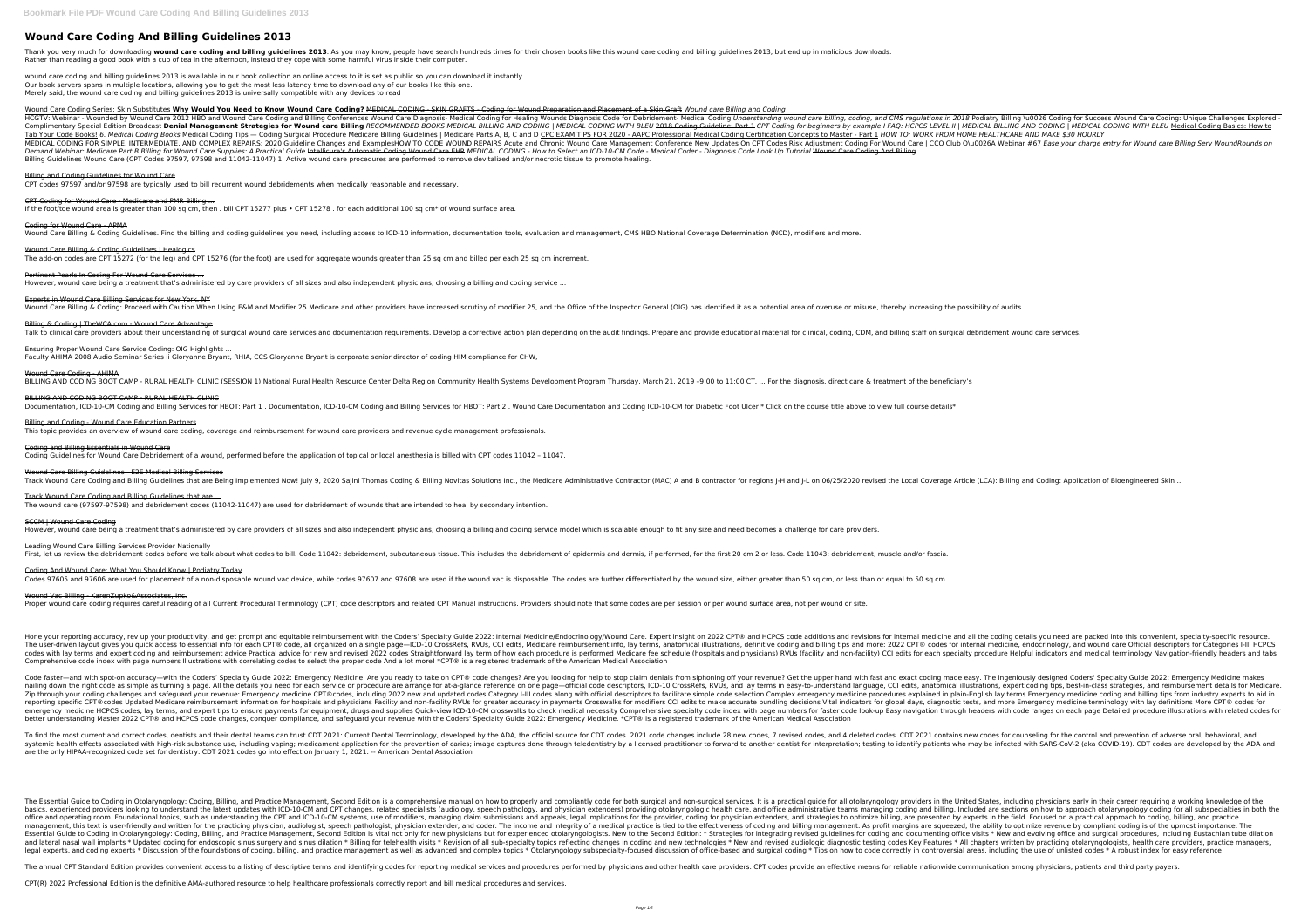# Wound Care Coding And Billing Guidelines 2013

Thank you very much for downloading **wound care coding and billing guidelines 2013**. As you may know, people have search hundreds times for their chosen books like this wound care coding and billing guidelines 2013, but end up in malicious downloads. Rather than reading a good book with a cup of tea in the afternoon, instead they cope with some harmful virus inside their computer.

wound care coding and billing guidelines 2013 is available in our book collection an online access to it is set as public so you can download it instantly.
Our book servers spans in multiple locations, allowing you to get the most less latency time to download any of our books like this one.
Merely said, the wound care coding and billing guidelines 2013 is universally compatible with any devices to read

Wound Care Coding Series: Skin Substitutes **Why Would You Need to Know Wound Care Coding?** MEDICAL CODING - SKIN GRAFTS - Coding for Wound Preparation and Placement of a Skin Graft *Wound care Billing and Coding*
HCGTV: Webinar - Wounded by Wound Care 2012 HBO and Wound Care Coding and Billing Conferences Wound Care Diagnosis- Medical Coding for Healing Wounds Diagnosis Code for Debridement- Medical Coding *Understanding wound care billing, coding, and CMS regulations in 2018* Podiatry Billing \u0026 Coding for Success Wound Care Coding: Unique Challenges Explored - Complimentary Special Edition Broadcast **Denial Management Strategies for Wound care Billing** *RECOMMENDED BOOKS MEDICAL BILLING AND CODING | MEDICAL CODING WITH BLEU* 2018 Coding Guideline: Part 1 *CPT Coding for beginners by example I FAQ: HCPCS LEVEL II | MEDICAL BILLING AND CODING | MEDICAL CODING WITH BLEU* Medical Coding Basics: How to Tab Your Code Books! *6. Medical Coding Books* Medical Coding Tips — Coding Surgical Procedure Medicare Billing Guidelines | Medicare Parts A, B, C and D CPC EXAM TIPS FOR 2020 - AAPC Professional Medical Coding Certification Concepts to Master - Part 1 *HOW TO: WORK FROM HOME HEALTHCARE AND MAKE $30 HOURLY*
MEDICAL CODING FOR SIMPLE, INTERMEDIATE, AND COMPLEX REPAIRS: 2020 Guideline Changes and ExamplesHOW TO CODE WOUND REPAIRS Acute and Chronic Wound Care Management Conference New Updates On CPT Codes Risk Adjustment Coding For Wound Care | CCO Club Q\u0026A Webinar #67 *Ease your charge entry for Wound care Billing Serv WoundRounds on Demand Webinar: Medicare Part B Billing for Wound Care Supplies: A Practical Guide* Intellicure's Automatic Coding Wound Care EHR *MEDICAL CODING - How to Select an ICD-10-CM Code - Medical Coder - Diagnosis Code Look Up Tutorial* Wound Care Coding And Billing
Billing Guidelines Wound Care (CPT Codes 97597, 97598 and 11042-11047) 1. Active wound care procedures are performed to remove devitalized and/or necrotic tissue to promote healing.

## Billing and Coding Guidelines for Wound Care

CPT codes 97597 and/or 97598 are typically used to bill recurrent wound debridements when medically reasonable and necessary.

## CPT Coding for Wound Care - Medicare and PMR Billing ...

If the foot/toe wound area is greater than 100 sq cm, then . bill CPT 15277 plus • CPT 15278 . for each additional 100 sq cm* of wound surface area.

## Coding for Wound Care - APMA

Wound Care Billing & Coding Guidelines. Find the billing and coding guidelines you need, including access to ICD-10 information, documentation tools, evaluation and management, CMS HBO National Coverage Determination (NCD), modifiers and more.

## Wound Care Billing & Coding Guidelines | Healogics

The add-on codes are CPT 15272 (for the leg) and CPT 15276 (for the foot) are used for aggregate wounds greater than 25 sq cm and billed per each 25 sq cm increment.

## Pertinent Pearls In Coding For Wound Care Services ...

However, wound care being a treatment that's administered by care providers of all sizes and also independent physicians, choosing a billing and coding service ...

## Experts in Wound Care Billing Services for New York, NY

Wound Care Billing & Coding: Proceed with Caution When Using E&M and Modifier 25 Medicare and other providers have increased scrutiny of modifier 25, and the Office of the Inspector General (OIG) has identified it as a potential area of overuse or misuse, thereby increasing the possibility of audits.

## Billing & Coding | TheWCA.com - Wound Care Advantage

Talk to clinical care providers about their understanding of surgical wound care services and documentation requirements. Develop a corrective action plan depending on the audit findings. Prepare and provide educational material for clinical, coding, CDM, and billing staff on surgical debridement wound care services.

## Ensuring Proper Wound Care Service Coding: OIG Highlights ...

Faculty AHIMA 2008 Audio Seminar Series ii Gloryanne Bryant, RHIA, CCS Gloryanne Bryant is corporate senior director of coding HIM compliance for CHW,

## Wound Care Coding - AHIMA

BILLING AND CODING BOOT CAMP - RURAL HEALTH CLINIC (SESSION 1) National Rural Health Resource Center Delta Region Community Health Systems Development Program Thursday, March 21, 2019 –9:00 to 11:00 CT. ... For the diagnosis, direct care & treatment of the beneficiary's

## BILLING AND CODING BOOT CAMP - RURAL HEALTH CLINIC

Documentation, ICD-10-CM Coding and Billing Services for HBOT: Part 1 . Documentation, ICD-10-CM Coding and Billing Services for HBOT: Part 2 . Wound Care Documentation and Coding ICD-10-CM for Diabetic Foot Ulcer * Click on the course title above to view full course details*

## Billing and Coding - Wound Care Education Partners

This topic provides an overview of wound care coding, coverage and reimbursement for wound care providers and revenue cycle management professionals.

## Coding and Billing Essentials in Wound Care

Coding Guidelines for Wound Care Debridement of a wound, performed before the application of topical or local anesthesia is billed with CPT codes 11042 – 11047.

## Wound Care Billing Guidelines - E2E Medical Billing Services

Track Wound Care Coding and Billing Guidelines that are Being Implemented Now! July 9, 2020 Sajini Thomas Coding & Billing Novitas Solutions Inc., the Medicare Administrative Contractor (MAC) A and B contractor for regions J-H and J-L on 06/25/2020 revised the Local Coverage Article (LCA): Billing and Coding: Application of Bioengineered Skin ...

## Track Wound Care Coding and Billing Guidelines that are ...

The wound care (97597-97598) and debridement codes (11042-11047) are used for debridement of wounds that are intended to heal by secondary intention.

## SCCM | Wound Care Coding

However, wound care being a treatment that's administered by care providers of all sizes and also independent physicians, choosing a billing and coding service model which is scalable enough to fit any size and need becomes a challenge for care providers.

## Leading Wound Care Billing Services Provider Nationally

First, let us review the debridement codes before we talk about what codes to bill. Code 11042: debridement, subcutaneous tissue. This includes the debridement of epidermis and dermis, if performed, for the first 20 cm 2 or less. Code 11043: debridement, muscle and/or fascia.

## Coding And Wound Care: What You Should Know | Podiatry Today

Codes 97605 and 97606 are used for placement of a non-disposable wound vac device, while codes 97607 and 97608 are used if the wound vac is disposable. The codes are further differentiated by the wound size, either greater than 50 sq cm, or less than or equal to 50 sq cm.

## Wound Vac Billing - KarenZupko&Associates, Inc.

Proper wound care coding requires careful reading of all Current Procedural Terminology (CPT) code descriptors and related CPT Manual instructions. Providers should note that some codes are per session or per wound surface area, not per wound or site.

Hone your reporting accuracy, rev up your productivity, and get prompt and equitable reimbursement with the Coders' Specialty Guide 2022: Internal Medicine/Endocrinology/Wound Care. Expert insight on 2022 CPT® and HCPCS code additions and revisions for internal medicine and all the coding details you need are packed into this convenient, specialty-specific resource. The user-driven layout gives you quick access to essential info for each CPT® code, all organized on a single page—ICD-10 CrossRefs, RVUs, CCI edits, Medicare reimbursement info, lay terms, anatomical illustrations, definitive coding and billing tips and more: 2022 CPT® codes for internal medicine, endocrinology, and wound care Official descriptors for Categories I-III HCPCS codes with lay terms and expert coding and reimbursement advice Practical advice for new and revised 2022 codes Straightforward lay term of how each procedure is performed Medicare fee schedule (hospitals and physicians) RVUs (facility and non-facility) CCI edits for each specialty procedure Helpful indicators and medical terminology Navigation-friendly headers and tabs Comprehensive code index with page numbers Illustrations with correlating codes to select the proper code And a lot more! *CPT® is a registered trademark of the American Medical Association

Code faster—and with spot-on accuracy—with the Coders' Specialty Guide 2022: Emergency Medicine. Are you ready to take on CPT® code changes? Are you looking for help to stop claim denials from siphoning off your revenue? Get the upper hand with fast and exact coding made easy. The ingeniously designed Coders' Specialty Guide 2022: Emergency Medicine makes nailing down the right code as simple as turning a page. All the details you need for each service or procedure are arrange for at-a-glance reference on one page—official code descriptors, ICD-10 CrossRefs, RVUs, and lay terms in easy-to-understand language, CCI edits, anatomical illustrations, expert coding tips, best-in-class strategies, and reimbursement details for Medicare. Zip through your coding challenges and safeguard your revenue: Emergency medicine CPT®codes, including 2022 new and updated codes Category I-III codes along with official descriptors to facilitate simple code selection Complex emergency medicine procedures explained in plain-English lay terms Emergency medicine coding and billing tips from industry experts to aid in reporting specific CPT®codes Updated Medicare reimbursement information for hospitals and physicians Facility and non-facility RVUs for greater accuracy in payments Crosswalks for modifiers CCI edits to make accurate bundling decisions Vital indicators for global days, diagnostic tests, and more Emergency medicine terminology with lay definitions More CPT® codes for emergency medicine HCPCS codes, lay terms, and expert tips to ensure payments for equipment, drugs and supplies Quick-view ICD-10-CM crosswalks to check medical necessity Comprehensive specialty code index with page numbers for faster code look-up Easy navigation through headers with code ranges on each page Detailed procedure illustrations with related codes for better understanding Master 2022 CPT® and HCPCS code changes, conquer compliance, and safeguard your revenue with the Coders' Specialty Guide 2022: Emergency Medicine. *CPT® is a registered trademark of the American Medical Association

To find the most current and correct codes, dentists and their dental teams can trust CDT 2021: Current Dental Terminology, developed by the ADA, the official source for CDT codes. 2021 code changes include 28 new codes, 7 revised codes, and 4 deleted codes. CDT 2021 contains new codes for counseling for the control and prevention of adverse oral, behavioral, and systemic health effects associated with high-risk substance use, including vaping; medicament application for the prevention of caries; image captures done through teledentistry by a licensed practitioner to forward to another dentist for interpretation; testing to identify patients who may be infected with SARS-CoV-2 (aka COVID-19). CDT codes are developed by the ADA and are the only HIPAA-recognized code set for dentistry. CDT 2021 codes go into effect on January 1, 2021. -- American Dental Association

The Essential Guide to Coding in Otolaryngology: Coding, Billing, and Practice Management, Second Edition is a comprehensive manual on how to properly and compliantly code for both surgical and non-surgical services. It is a practical guide for all otolaryngology providers in the United States, including physicians early in their career requiring a working knowledge of the basics, experienced providers looking to understand the latest updates with ICD-10-CM and CPT changes, related specialists (audiology, speech pathology, and physician extenders) providing otolaryngologic health care, and office administrative teams managing coding and billing. Included are sections on how to approach otolaryngology coding for all subspecialties in both the office and operating room. Foundational topics, such as understanding the CPT and ICD-10-CM systems, use of modifiers, managing claim submissions and appeals, legal implications for the provider, coding for physician extenders, and strategies to optimize billing, are presented by experts in the field. Focused on a practical approach to coding, billing, and practice management, this text is user-friendly and written for the practicing physician, audiologist, speech pathologist, physician extender, and coder. The income and integrity of a medical practice is tied to the effectiveness of coding and billing management. As profit margins are squeezed, the ability to optimize revenue by compliant coding is of the upmost importance. The Essential Guide to Coding in Otolaryngology: Coding, Billing, and Practice Management, Second Edition is vital not only for new physicians but for experienced otolaryngologists. New to the Second Edition: * Strategies for integrating revised guidelines for coding and documenting office visits * New and evolving office and surgical procedures, including Eustachian tube dilation and lateral nasal wall implants * Updated coding for endoscopic sinus surgery and sinus dilation * Billing for telehealth visits * Revision of all sub-specialty topics reflecting changes in coding and new technologies * New and revised audiologic diagnostic testing codes Key Features * All chapters written by practicing otolaryngologists, health care providers, practice managers, legal experts, and coding experts * Discussion of the foundations of coding, billing, and practice management as well as advanced and complex topics * Otolaryngology subspecialty-focused discussion of office-based and surgical coding * Tips on how to code correctly in controversial areas, including the use of unlisted codes * A robust index for easy reference

The annual CPT Standard Edition provides convenient access to a listing of descriptive terms and identifying codes for reporting medical services and procedures performed by physicians and other health care providers. CPT codes provide an effective means for reliable nationwide communication among physicians, patients and third party payers.

CPT(R) 2022 Professional Edition is the definitive AMA-authored resource to help healthcare professionals correctly report and bill medical procedures and services.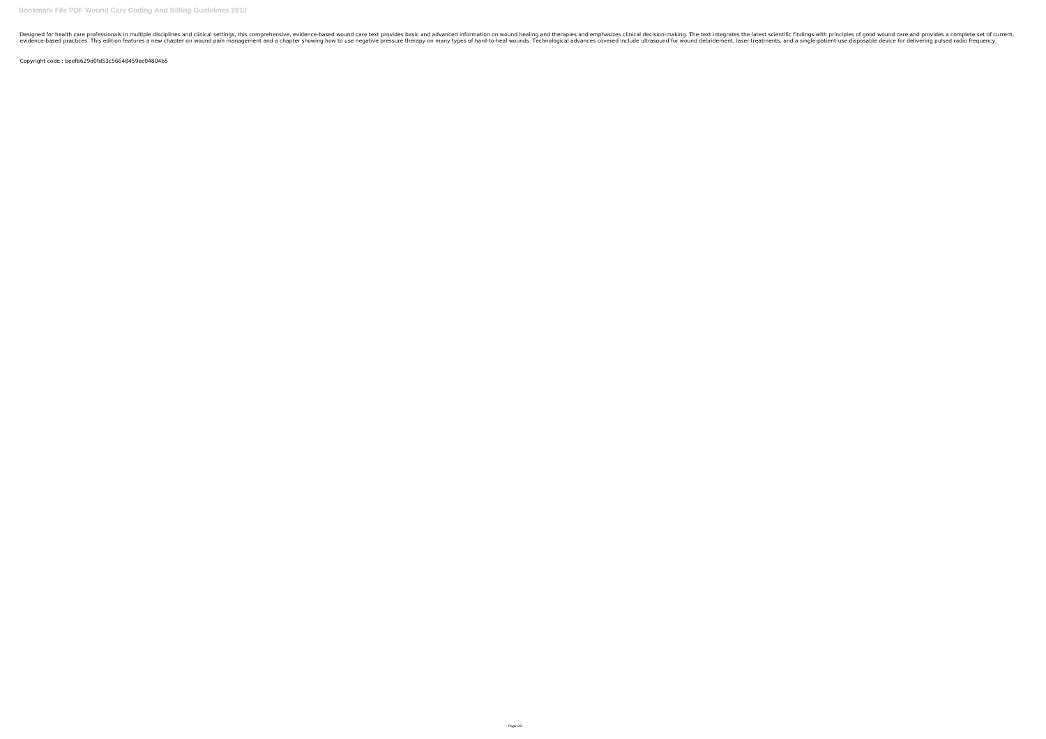Designed for health care professionals in multiple disciplines and clinical settings, this comprehensive, evidence-based wound care text provides basic and advanced information on wound healing and therapies and emphasizes clinical decision-making. The text integrates the latest scientific findings with principles of good wound care and provides a complete set of current, evidence-based practices. This edition features a new chapter on wound pain management and a chapter showing how to use negative pressure therapy on many types of hard-to-heal wounds. Technological advances covered include ultrasound for wound debridement, laser treatments, and a single-patient-use disposable device for delivering pulsed radio frequency.

Copyright code : beefb629d0fd53c56648459ec04804b5